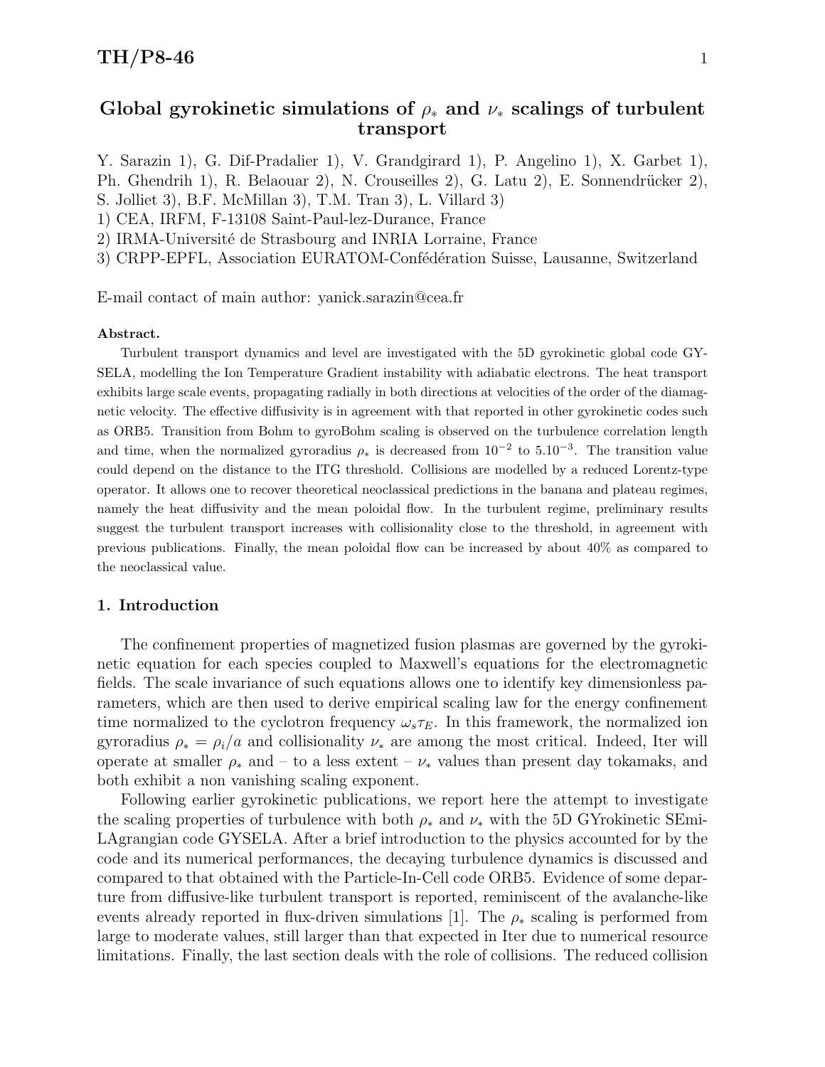# Global gyrokinetic simulations of $\rho_*$ and $\nu_*$ scalings of turbulent transport

Y. Sarazin 1), G. Dif-Pradalier 1), V. Grandgirard 1), P. Angelino 1), X. Garbet 1), Ph. Ghendrih 1), R. Belaouar 2), N. Crouseilles 2), G. Latu 2), E. Sonnendrücker 2), S. Jolliet 3), B.F. McMillan 3), T.M. Tran 3), L. Villard 3)

1) CEA, IRFM, F-13108 Saint-Paul-lez-Durance, France

2) IRMA-Université de Strasbourg and INRIA Lorraine, France

3) CRPP-EPFL, Association EURATOM-Confédération Suisse, Lausanne, Switzerland

E-mail contact of main author: yanick.sarazin@cea.fr

**Abstract.**

Turbulent transport dynamics and level are investigated with the 5D gyrokinetic global code GYSELA, modelling the Ion Temperature Gradient instability with adiabatic electrons. The heat transport exhibits large scale events, propagating radially in both directions at velocities of the order of the diamagnetic velocity. The effective diffusivity is in agreement with that reported in other gyrokinetic codes such as ORB5. Transition from Bohm to gyroBohm scaling is observed on the turbulence correlation length and time, when the normalized gyroradius $\rho_*$ is decreased from $10^{-2}$ to $5.10^{-3}$. The transition value could depend on the distance to the ITG threshold. Collisions are modelled by a reduced Lorentz-type operator. It allows one to recover theoretical neoclassical predictions in the banana and plateau regimes, namely the heat diffusivity and the mean poloidal flow. In the turbulent regime, preliminary results suggest the turbulent transport increases with collisionality close to the threshold, in agreement with previous publications. Finally, the mean poloidal flow can be increased by about 40% as compared to the neoclassical value.

## 1. Introduction

The confinement properties of magnetized fusion plasmas are governed by the gyrokinetic equation for each species coupled to Maxwell's equations for the electromagnetic fields. The scale invariance of such equations allows one to identify key dimensionless parameters, which are then used to derive empirical scaling law for the energy confinement time normalized to the cyclotron frequency $\omega_s\tau_E$. In this framework, the normalized ion gyroradius $\rho_* = \rho_i/a$ and collisionality $\nu_*$ are among the most critical. Indeed, Iter will operate at smaller $\rho_*$ and – to a less extent – $\nu_*$ values than present day tokamaks, and both exhibit a non vanishing scaling exponent.

Following earlier gyrokinetic publications, we report here the attempt to investigate the scaling properties of turbulence with both $\rho_*$ and $\nu_*$ with the 5D GYrokinetic SEmi-LAgrangian code GYSELA. After a brief introduction to the physics accounted for by the code and its numerical performances, the decaying turbulence dynamics is discussed and compared to that obtained with the Particle-In-Cell code ORB5. Evidence of some departure from diffusive-like turbulent transport is reported, reminiscent of the avalanche-like events already reported in flux-driven simulations [1]. The $\rho_*$ scaling is performed from large to moderate values, still larger than that expected in Iter due to numerical resource limitations. Finally, the last section deals with the role of collisions. The reduced collision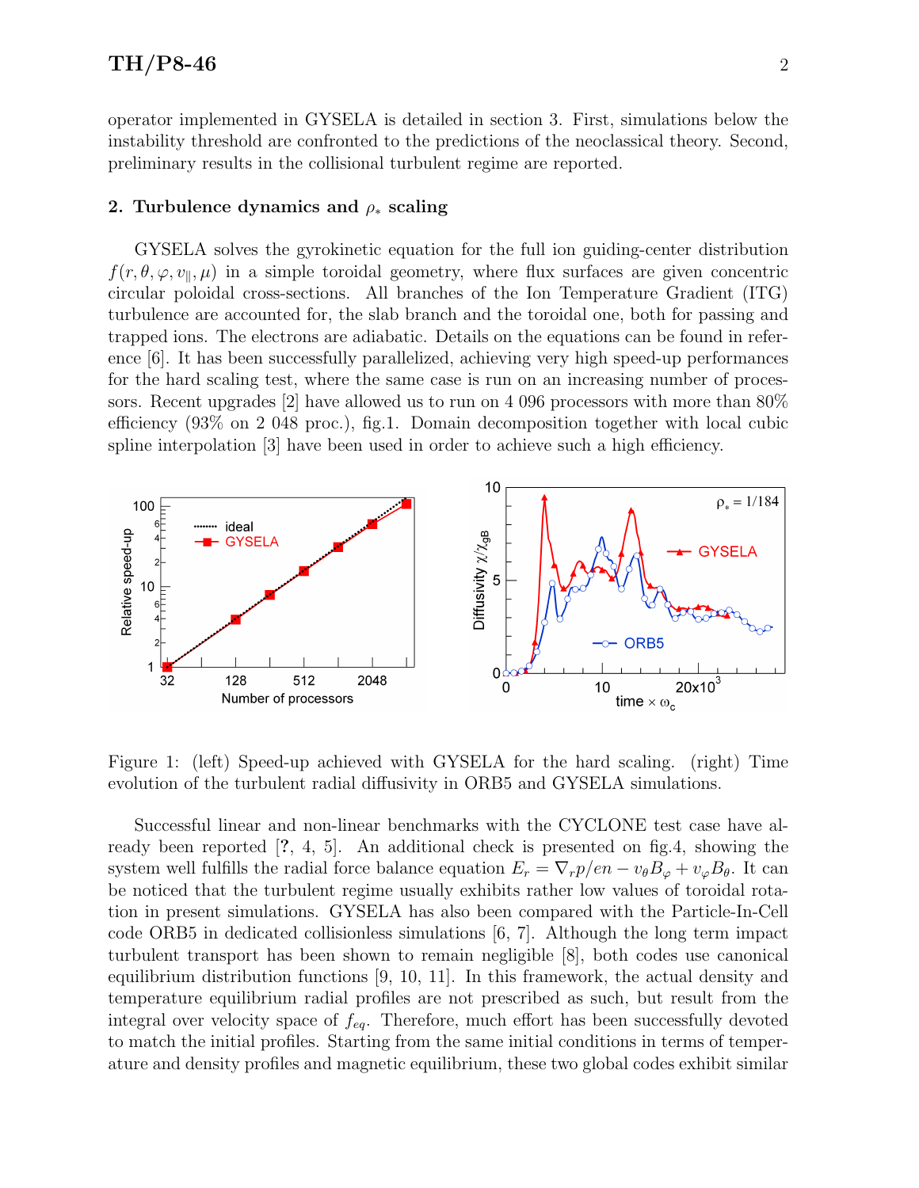operator implemented in GYSELA is detailed in section 3. First, simulations below the instability threshold are confronted to the predictions of the neoclassical theory. Second, preliminary results in the collisional turbulent regime are reported.

## 2. Turbulence dynamics and $\rho_*$ scaling

GYSELA solves the gyrokinetic equation for the full ion guiding-center distribution $f(r, \theta, \varphi, v_\parallel, \mu)$ in a simple toroidal geometry, where flux surfaces are given concentric circular poloidal cross-sections. All branches of the Ion Temperature Gradient (ITG) turbulence are accounted for, the slab branch and the toroidal one, both for passing and trapped ions. The electrons are adiabatic. Details on the equations can be found in reference [6]. It has been successfully parallelized, achieving very high speed-up performances for the hard scaling test, where the same case is run on an increasing number of processors. Recent upgrades [2] have allowed us to run on 4 096 processors with more than 80% efficiency (93% on 2 048 proc.), fig.1. Domain decomposition together with local cubic spline interpolation [3] have been used in order to achieve such a high efficiency.

Figure 1: (left) Speed-up achieved with GYSELA for the hard scaling. (right) Time evolution of the turbulent radial diffusivity in ORB5 and GYSELA simulations.

Successful linear and non-linear benchmarks with the CYCLONE test case have already been reported [?, 4, 5]. An additional check is presented on fig.4, showing the system well fulfills the radial force balance equation $E_r = \nabla_r p/en - v_\theta B_\varphi + v_\varphi B_\theta$. It can be noticed that the turbulent regime usually exhibits rather low values of toroidal rotation in present simulations. GYSELA has also been compared with the Particle-In-Cell code ORB5 in dedicated collisionless simulations [6, 7]. Although the long term impact turbulent transport has been shown to remain negligible [8], both codes use canonical equilibrium distribution functions [9, 10, 11]. In this framework, the actual density and temperature equilibrium radial profiles are not prescribed as such, but result from the integral over velocity space of $f_{eq}$. Therefore, much effort has been successfully devoted to match the initial profiles. Starting from the same initial conditions in terms of temperature and density profiles and magnetic equilibrium, these two global codes exhibit similar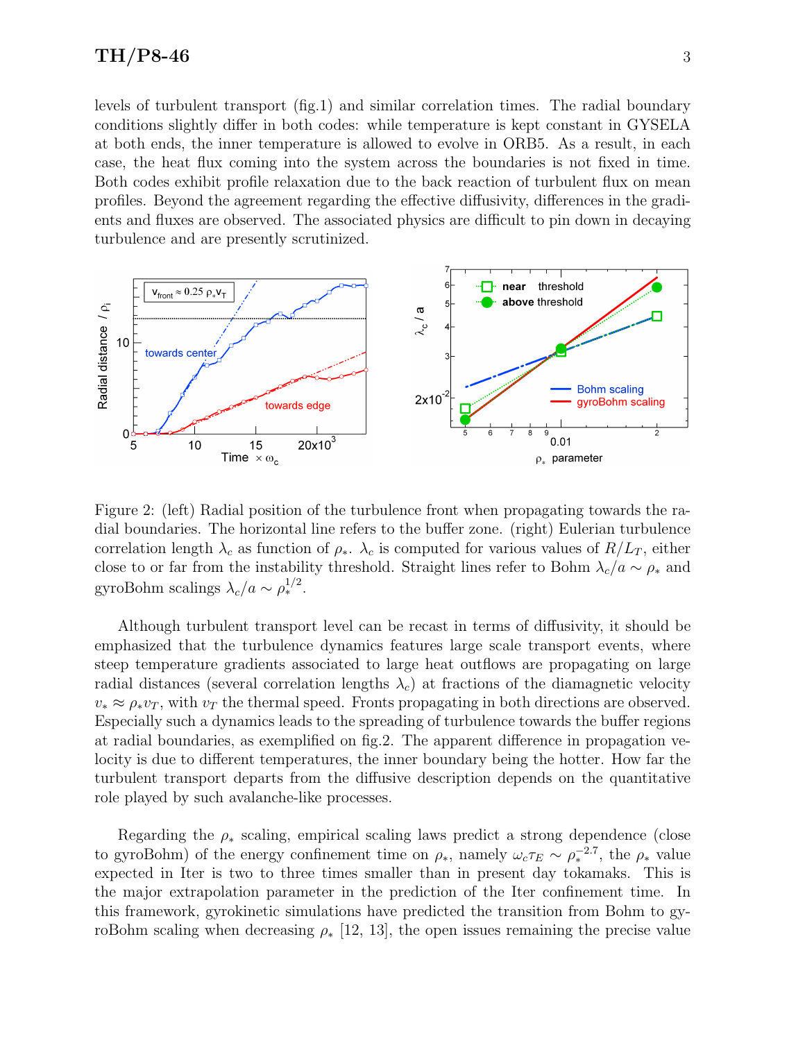levels of turbulent transport (fig.1) and similar correlation times. The radial boundary conditions slightly differ in both codes: while temperature is kept constant in GYSELA at both ends, the inner temperature is allowed to evolve in ORB5. As a result, in each case, the heat flux coming into the system across the boundaries is not fixed in time. Both codes exhibit profile relaxation due to the back reaction of turbulent flux on mean profiles. Beyond the agreement regarding the effective diffusivity, differences in the gradients and fluxes are observed. The associated physics are difficult to pin down in decaying turbulence and are presently scrutinized.

Figure 2: (left) Radial position of the turbulence front when propagating towards the radial boundaries. The horizontal line refers to the buffer zone. (right) Eulerian turbulence correlation length $\lambda_c$ as function of $\rho_*$. $\lambda_c$ is computed for various values of $R/L_T$, either close to or far from the instability threshold. Straight lines refer to Bohm $\lambda_c/a \sim \rho_*$ and gyroBohm scalings $\lambda_c/a \sim \rho_*^{1/2}$.

Although turbulent transport level can be recast in terms of diffusivity, it should be emphasized that the turbulence dynamics features large scale transport events, where steep temperature gradients associated to large heat outflows are propagating on large radial distances (several correlation lengths $\lambda_c$) at fractions of the diamagnetic velocity $v_* \approx \rho_* v_T$, with $v_T$ the thermal speed. Fronts propagating in both directions are observed. Especially such a dynamics leads to the spreading of turbulence towards the buffer regions at radial boundaries, as exemplified on fig.2. The apparent difference in propagation velocity is due to different temperatures, the inner boundary being the hotter. How far the turbulent transport departs from the diffusive description depends on the quantitative role played by such avalanche-like processes.

Regarding the $\rho_*$ scaling, empirical scaling laws predict a strong dependence (close to gyroBohm) of the energy confinement time on $\rho_*$, namely $\omega_c \tau_E \sim \rho_*^{-2.7}$, the $\rho_*$ value expected in Iter is two to three times smaller than in present day tokamaks. This is the major extrapolation parameter in the prediction of the Iter confinement time. In this framework, gyrokinetic simulations have predicted the transition from Bohm to gyroBohm scaling when decreasing $\rho_*$ [12, 13], the open issues remaining the precise value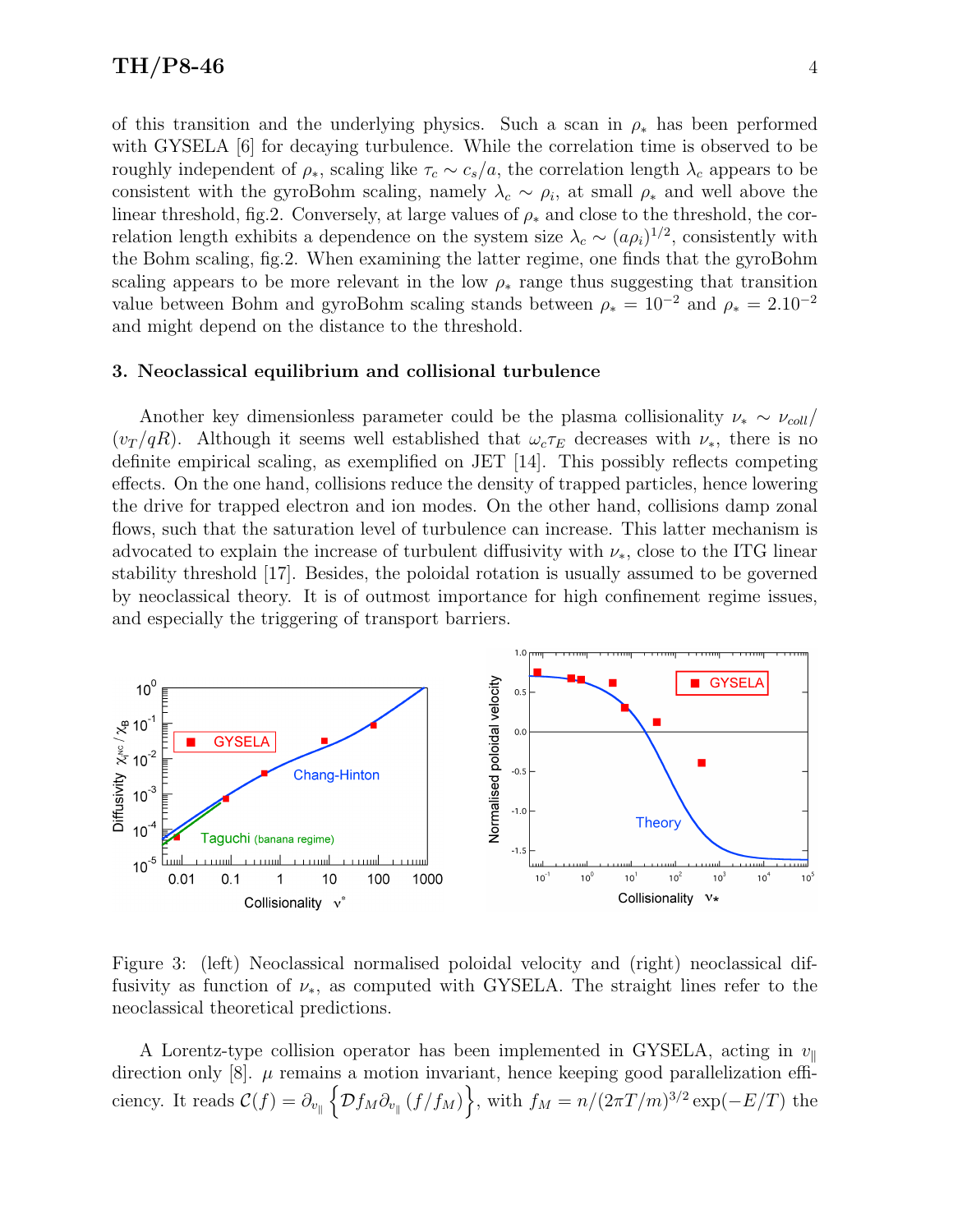of this transition and the underlying physics. Such a scan in $\rho_*$ has been performed with GYSELA [6] for decaying turbulence. While the correlation time is observed to be roughly independent of $\rho_*$, scaling like $\tau_c \sim c_s/a$, the correlation length $\lambda_c$ appears to be consistent with the gyroBohm scaling, namely $\lambda_c \sim \rho_i$, at small $\rho_*$ and well above the linear threshold, fig.2. Conversely, at large values of $\rho_*$ and close to the threshold, the correlation length exhibits a dependence on the system size $\lambda_c \sim (a\rho_i)^{1/2}$, consistently with the Bohm scaling, fig.2. When examining the latter regime, one finds that the gyroBohm scaling appears to be more relevant in the low $\rho_*$ range thus suggesting that transition value between Bohm and gyroBohm scaling stands between $\rho_* = 10^{-2}$ and $\rho_* = 2.10^{-2}$ and might depend on the distance to the threshold.

### 3. Neoclassical equilibrium and collisional turbulence

Another key dimensionless parameter could be the plasma collisionality $\nu_* \sim \nu_{coll}/(v_T/qR)$. Although it seems well established that $\omega_c\tau_E$ decreases with $\nu_*$, there is no definite empirical scaling, as exemplified on JET [14]. This possibly reflects competing effects. On the one hand, collisions reduce the density of trapped particles, hence lowering the drive for trapped electron and ion modes. On the other hand, collisions damp zonal flows, such that the saturation level of turbulence can increase. This latter mechanism is advocated to explain the increase of turbulent diffusivity with $\nu_*$, close to the ITG linear stability threshold [17]. Besides, the poloidal rotation is usually assumed to be governed by neoclassical theory. It is of outmost importance for high confinement regime issues, and especially the triggering of transport barriers.

Figure 3: (left) Neoclassical normalised poloidal velocity and (right) neoclassical diffusivity as function of $\nu_*$, as computed with GYSELA. The straight lines refer to the neoclassical theoretical predictions.

A Lorentz-type collision operator has been implemented in GYSELA, acting in $v_\parallel$ direction only [8]. $\mu$ remains a motion invariant, hence keeping good parallelization efficiency. It reads $\mathcal{C}(f) = \partial_{v_\parallel}\left\{\mathcal{D} f_M \partial_{v_\parallel}(f/f_M)\right\}$, with $f_M = n/(2\pi T/m)^{3/2}\exp(-E/T)$ the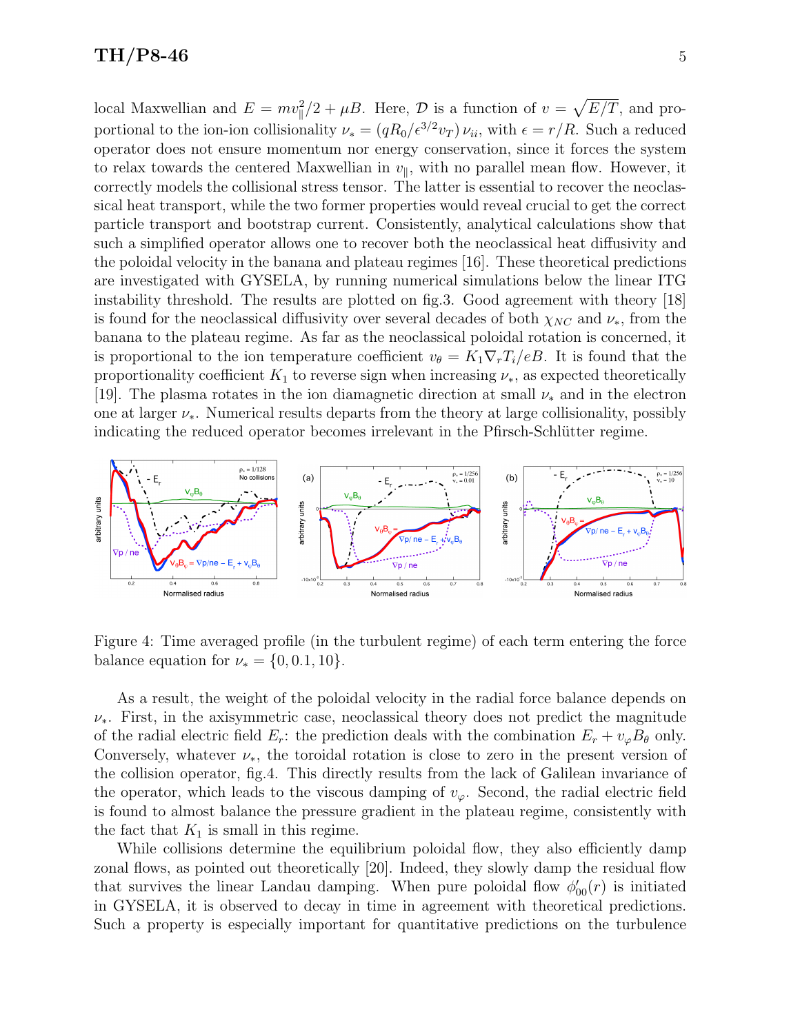local Maxwellian and $E = mv_\parallel^2/2 + \mu B$. Here, $\mathcal{D}$ is a function of $v = \sqrt{E/T}$, and proportional to the ion-ion collisionality $\nu_* = (qR_0/\epsilon^{3/2}v_T)\,\nu_{ii}$, with $\epsilon = r/R$. Such a reduced operator does not ensure momentum nor energy conservation, since it forces the system to relax towards the centered Maxwellian in $v_\parallel$, with no parallel mean flow. However, it correctly models the collisional stress tensor. The latter is essential to recover the neoclassical heat transport, while the two former properties would reveal crucial to get the correct particle transport and bootstrap current. Consistently, analytical calculations show that such a simplified operator allows one to recover both the neoclassical heat diffusivity and the poloidal velocity in the banana and plateau regimes [16]. These theoretical predictions are investigated with GYSELA, by running numerical simulations below the linear ITG instability threshold. The results are plotted on fig.3. Good agreement with theory [18] is found for the neoclassical diffusivity over several decades of both $\chi_{NC}$ and $\nu_*$, from the banana to the plateau regime. As far as the neoclassical poloidal rotation is concerned, it is proportional to the ion temperature coefficient $v_\theta = K_1 \nabla_r T_i/eB$. It is found that the proportionality coefficient $K_1$ to reverse sign when increasing $\nu_*$, as expected theoretically [19]. The plasma rotates in the ion diamagnetic direction at small $\nu_*$ and in the electron one at larger $\nu_*$. Numerical results departs from the theory at large collisionality, possibly indicating the reduced operator becomes irrelevant in the Pfirsch-Schlütter regime.

Figure 4: Time averaged profile (in the turbulent regime) of each term entering the force balance equation for $\nu_* = \{0, 0.1, 10\}$.

As a result, the weight of the poloidal velocity in the radial force balance depends on $\nu_*$. First, in the axisymmetric case, neoclassical theory does not predict the magnitude of the radial electric field $E_r$: the prediction deals with the combination $E_r + v_\varphi B_\theta$ only. Conversely, whatever $\nu_*$, the toroidal rotation is close to zero in the present version of the collision operator, fig.4. This directly results from the lack of Galilean invariance of the operator, which leads to the viscous damping of $v_\varphi$. Second, the radial electric field is found to almost balance the pressure gradient in the plateau regime, consistently with the fact that $K_1$ is small in this regime.

While collisions determine the equilibrium poloidal flow, they also efficiently damp zonal flows, as pointed out theoretically [20]. Indeed, they slowly damp the residual flow that survives the linear Landau damping. When pure poloidal flow $\phi'_{00}(r)$ is initiated in GYSELA, it is observed to decay in time in agreement with theoretical predictions. Such a property is especially important for quantitative predictions on the turbulence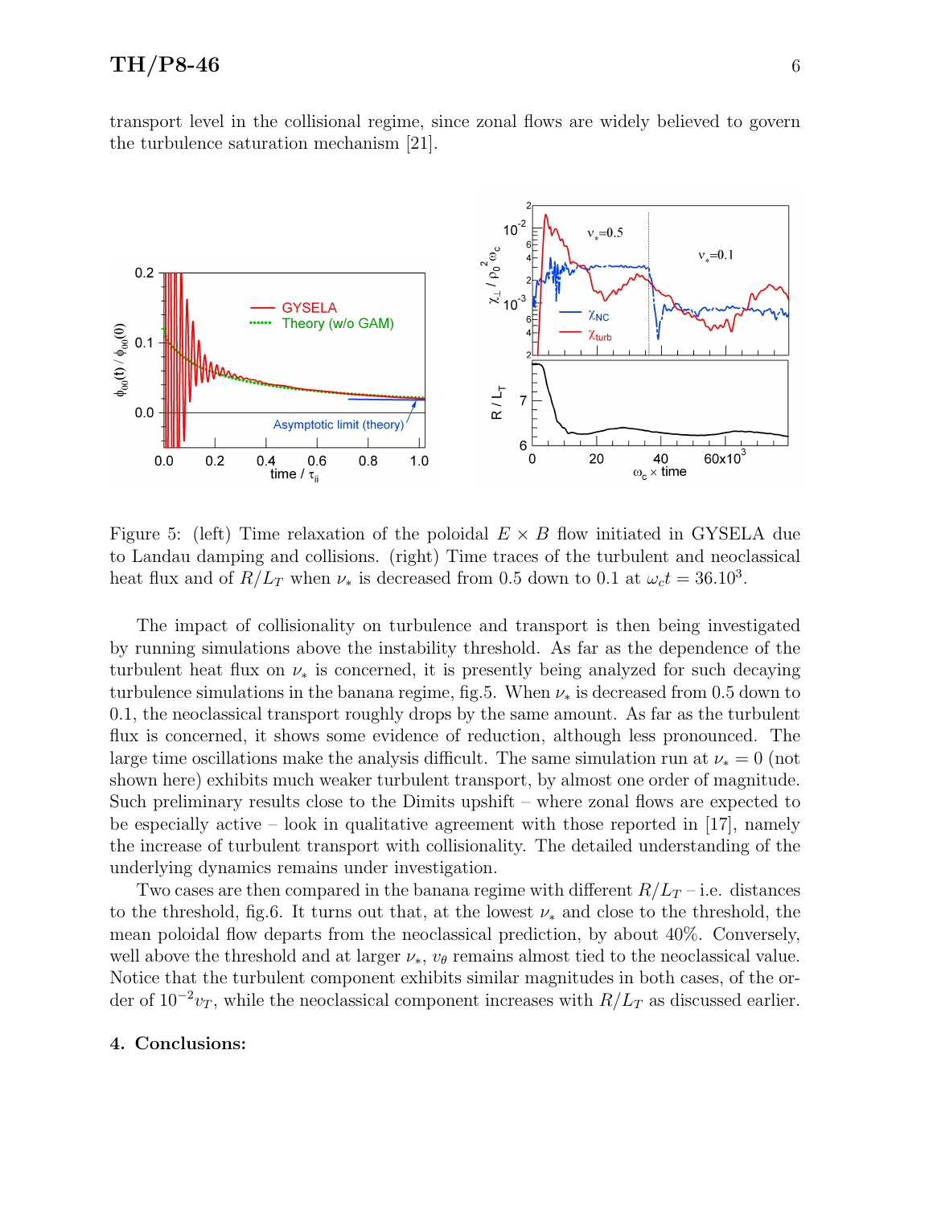transport level in the collisional regime, since zonal flows are widely believed to govern the turbulence saturation mechanism [21].

Figure 5: (left) Time relaxation of the poloidal $E \times B$ flow initiated in GYSELA due to Landau damping and collisions. (right) Time traces of the turbulent and neoclassical heat flux and of $R/L_T$ when $\nu_*$ is decreased from 0.5 down to 0.1 at $\omega_c t = 36.10^3$.

The impact of collisionality on turbulence and transport is then being investigated by running simulations above the instability threshold. As far as the dependence of the turbulent heat flux on $\nu_*$ is concerned, it is presently being analyzed for such decaying turbulence simulations in the banana regime, fig.5. When $\nu_*$ is decreased from 0.5 down to 0.1, the neoclassical transport roughly drops by the same amount. As far as the turbulent flux is concerned, it shows some evidence of reduction, although less pronounced. The large time oscillations make the analysis difficult. The same simulation run at $\nu_* = 0$ (not shown here) exhibits much weaker turbulent transport, by almost one order of magnitude. Such preliminary results close to the Dimits upshift – where zonal flows are expected to be especially active – look in qualitative agreement with those reported in [17], namely the increase of turbulent transport with collisionality. The detailed understanding of the underlying dynamics remains under investigation.

Two cases are then compared in the banana regime with different $R/L_T$ – i.e. distances to the threshold, fig.6. It turns out that, at the lowest $\nu_*$ and close to the threshold, the mean poloidal flow departs from the neoclassical prediction, by about 40%. Conversely, well above the threshold and at larger $\nu_*$, $v_\theta$ remains almost tied to the neoclassical value. Notice that the turbulent component exhibits similar magnitudes in both cases, of the order of $10^{-2}v_T$, while the neoclassical component increases with $R/L_T$ as discussed earlier.

## 4. Conclusions: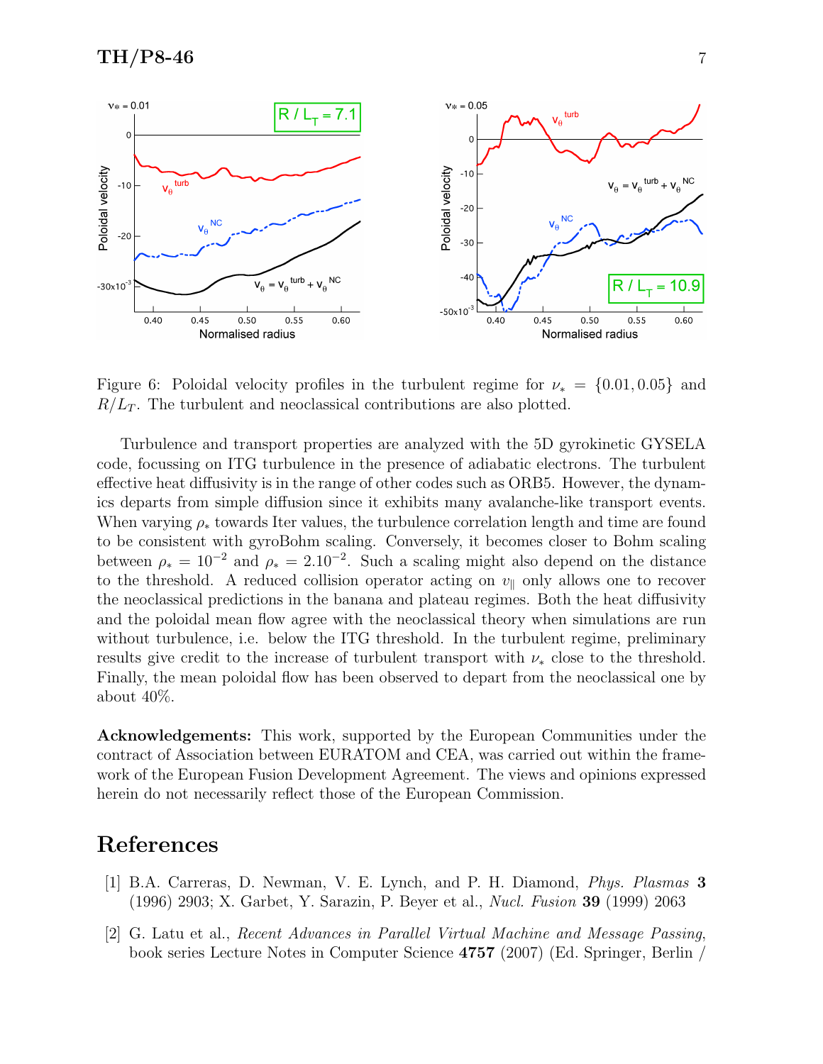Figure 6: Poloidal velocity profiles in the turbulent regime for $\nu_* = \{0.01, 0.05\}$ and $R/L_T$. The turbulent and neoclassical contributions are also plotted.

Turbulence and transport properties are analyzed with the 5D gyrokinetic GYSELA code, focussing on ITG turbulence in the presence of adiabatic electrons. The turbulent effective heat diffusivity is in the range of other codes such as ORB5. However, the dynamics departs from simple diffusion since it exhibits many avalanche-like transport events. When varying $\rho_*$ towards Iter values, the turbulence correlation length and time are found to be consistent with gyroBohm scaling. Conversely, it becomes closer to Bohm scaling between $\rho_* = 10^{-2}$ and $\rho_* = 2.10^{-2}$. Such a scaling might also depend on the distance to the threshold. A reduced collision operator acting on $v_\parallel$ only allows one to recover the neoclassical predictions in the banana and plateau regimes. Both the heat diffusivity and the poloidal mean flow agree with the neoclassical theory when simulations are run without turbulence, i.e. below the ITG threshold. In the turbulent regime, preliminary results give credit to the increase of turbulent transport with $\nu_*$ close to the threshold. Finally, the mean poloidal flow has been observed to depart from the neoclassical one by about 40%.

**Acknowledgements:** This work, supported by the European Communities under the contract of Association between EURATOM and CEA, was carried out within the framework of the European Fusion Development Agreement. The views and opinions expressed herein do not necessarily reflect those of the European Commission.

## References

[1] B.A. Carreras, D. Newman, V. E. Lynch, and P. H. Diamond, *Phys. Plasmas* **3** (1996) 2903; X. Garbet, Y. Sarazin, P. Beyer et al., *Nucl. Fusion* **39** (1999) 2063

[2] G. Latu et al., *Recent Advances in Parallel Virtual Machine and Message Passing*, book series Lecture Notes in Computer Science **4757** (2007) (Ed. Springer, Berlin /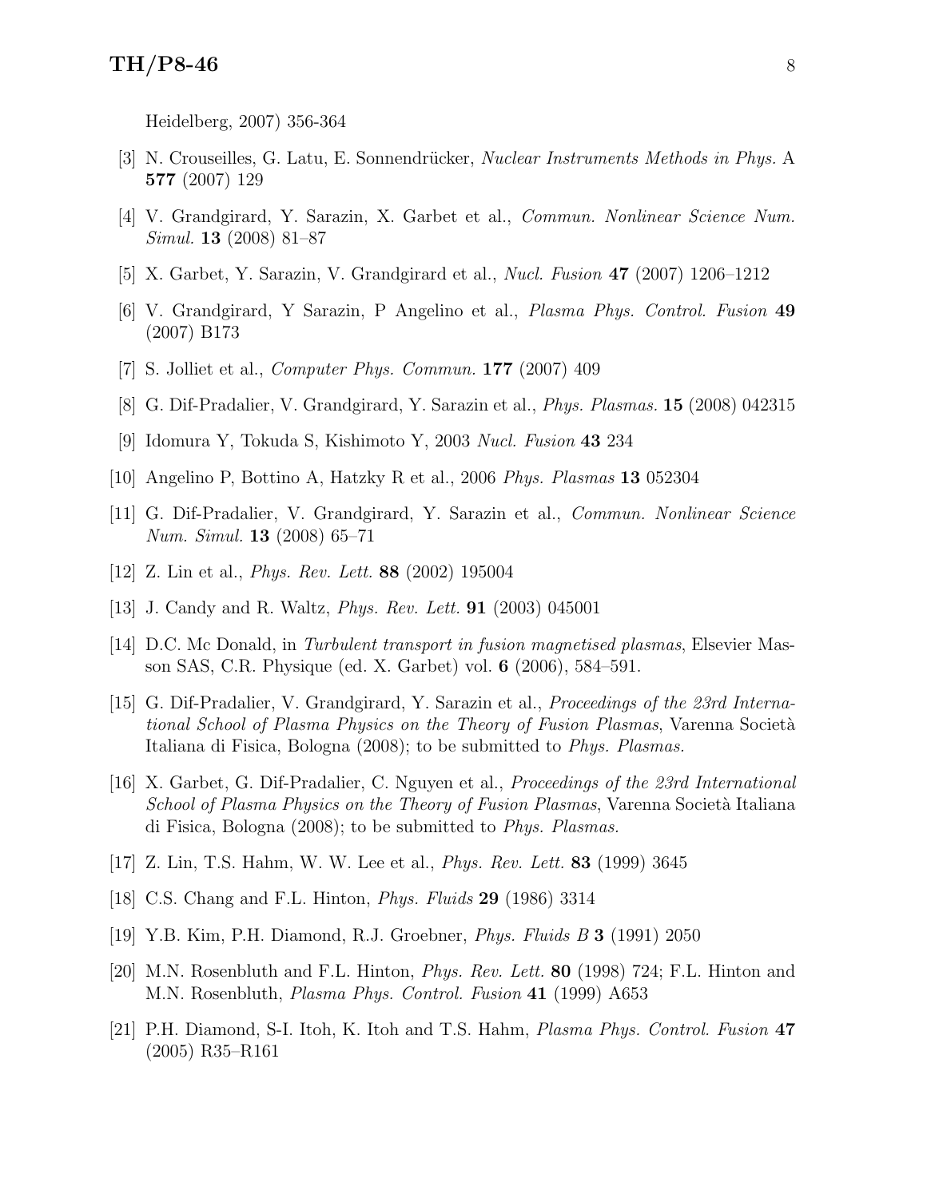Heidelberg, 2007) 356-364

[3] N. Crouseilles, G. Latu, E. Sonnendrücker, *Nuclear Instruments Methods in Phys.* A **577** (2007) 129

[4] V. Grandgirard, Y. Sarazin, X. Garbet et al., *Commun. Nonlinear Science Num. Simul.* **13** (2008) 81–87

[5] X. Garbet, Y. Sarazin, V. Grandgirard et al., *Nucl. Fusion* **47** (2007) 1206–1212

[6] V. Grandgirard, Y Sarazin, P Angelino et al., *Plasma Phys. Control. Fusion* **49** (2007) B173

[7] S. Jolliet et al., *Computer Phys. Commun.* **177** (2007) 409

[8] G. Dif-Pradalier, V. Grandgirard, Y. Sarazin et al., *Phys. Plasmas.* **15** (2008) 042315

[9] Idomura Y, Tokuda S, Kishimoto Y, 2003 *Nucl. Fusion* **43** 234

[10] Angelino P, Bottino A, Hatzky R et al., 2006 *Phys. Plasmas* **13** 052304

[11] G. Dif-Pradalier, V. Grandgirard, Y. Sarazin et al., *Commun. Nonlinear Science Num. Simul.* **13** (2008) 65–71

[12] Z. Lin et al., *Phys. Rev. Lett.* **88** (2002) 195004

[13] J. Candy and R. Waltz, *Phys. Rev. Lett.* **91** (2003) 045001

[14] D.C. Mc Donald, in *Turbulent transport in fusion magnetised plasmas*, Elsevier Masson SAS, C.R. Physique (ed. X. Garbet) vol. **6** (2006), 584–591.

[15] G. Dif-Pradalier, V. Grandgirard, Y. Sarazin et al., *Proceedings of the 23rd International School of Plasma Physics on the Theory of Fusion Plasmas*, Varenna Società Italiana di Fisica, Bologna (2008); to be submitted to *Phys. Plasmas.*

[16] X. Garbet, G. Dif-Pradalier, C. Nguyen et al., *Proceedings of the 23rd International School of Plasma Physics on the Theory of Fusion Plasmas*, Varenna Società Italiana di Fisica, Bologna (2008); to be submitted to *Phys. Plasmas.*

[17] Z. Lin, T.S. Hahm, W. W. Lee et al., *Phys. Rev. Lett.* **83** (1999) 3645

[18] C.S. Chang and F.L. Hinton, *Phys. Fluids* **29** (1986) 3314

[19] Y.B. Kim, P.H. Diamond, R.J. Groebner, *Phys. Fluids B* **3** (1991) 2050

[20] M.N. Rosenbluth and F.L. Hinton, *Phys. Rev. Lett.* **80** (1998) 724; F.L. Hinton and M.N. Rosenbluth, *Plasma Phys. Control. Fusion* **41** (1999) A653

[21] P.H. Diamond, S-I. Itoh, K. Itoh and T.S. Hahm, *Plasma Phys. Control. Fusion* **47** (2005) R35–R161